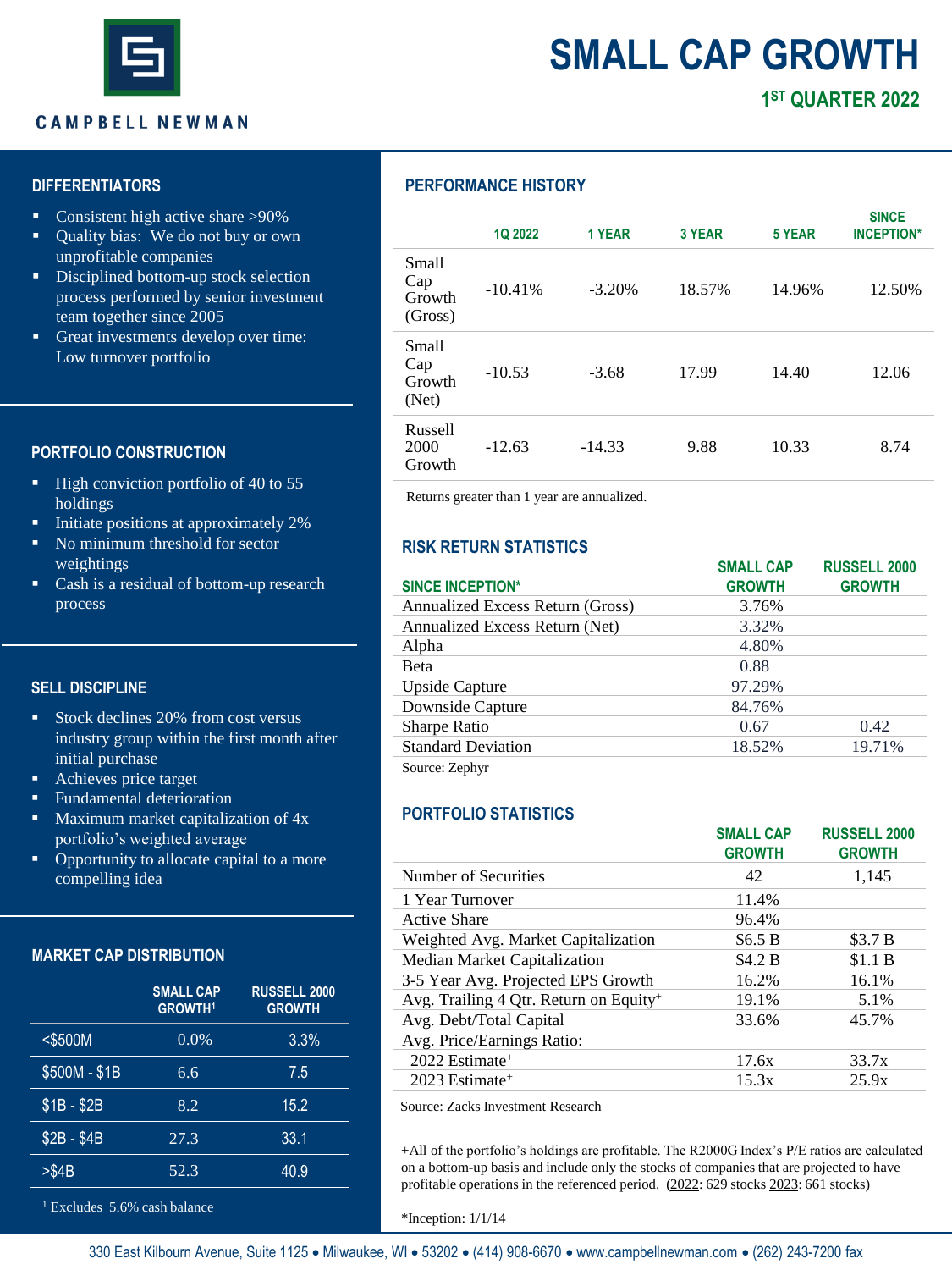CAMPBELL NEWMAN

# SMALL CAP GROWTH

## 1ST QUARTER 2022

### DIFFERENTIATORS

- Consistent high active share >90%
- Quality bias: We do not buy or own unprofitable companies
- Disciplined bottom-up stock selection process performed by senior investment team together since 2005
- Great investments develop over time: Low turnover portfolio

### PORTFOLIO CONSTRUCTION

- High conviction portfolio of 40 to 55 holdings
- Initiate positions at approximately 2%
- No minimum threshold for sector weightings
- Cash is a residual of bottom-up research process

### SELL DISCIPLINE

- Stock declines 20% from cost versus industry group within the first month after initial purchase
- Achieves price target
- Fundamental deterioration
- Maximum market capitalization of 4x portfolio's weighted average
- Opportunity to allocate capital to a more compelling idea

### MARKET CAP DISTRIBUTION

| | SMALL CAP GROWTH[1] | RUSSELL 2000 GROWTH |
|---|---|---|
| <$500M | 0.0% | 3.3% |
| $500M - $1B | 6.6 | 7.5 |
| $1B - $2B | 8.2 | 15.2 |
| $2B - $4B | 27.3 | 33.1 |
| >$4B | 52.3 | 40.9 |

[1] Excludes 5.6% cash balance

### PERFORMANCE HISTORY

| | 1Q 2022 | 1 YEAR | 3 YEAR | 5 YEAR | SINCE INCEPTION* |
|---|---|---|---|---|---|
| Small Cap Growth (Gross) | -10.41% | -3.20% | 18.57% | 14.96% | 12.50% |
| Small Cap Growth (Net) | -10.53 | -3.68 | 17.99 | 14.40 | 12.06 |
| Russell 2000 Growth | -12.63 | -14.33 | 9.88 | 10.33 | 8.74 |

Returns greater than 1 year are annualized.

### RISK RETURN STATISTICS

| SINCE INCEPTION* | SMALL CAP GROWTH | RUSSELL 2000 GROWTH |
|---|---|---|
| Annualized Excess Return (Gross) | 3.76% | |
| Annualized Excess Return (Net) | 3.32% | |
| Alpha | 4.80% | |
| Beta | 0.88 | |
| Upside Capture | 97.29% | |
| Downside Capture | 84.76% | |
| Sharpe Ratio | 0.67 | 0.42 |
| Standard Deviation | 18.52% | 19.71% |

Source: Zephyr

### PORTFOLIO STATISTICS

| | SMALL CAP GROWTH | RUSSELL 2000 GROWTH |
|---|---|---|
| Number of Securities | 42 | 1,145 |
| 1 Year Turnover | 11.4% | |
| Active Share | 96.4% | |
| Weighted Avg. Market Capitalization | $6.5 B | $3.7 B |
| Median Market Capitalization | $4.2 B | $1.1 B |
| 3-5 Year Avg. Projected EPS Growth | 16.2% | 16.1% |
| Avg. Trailing 4 Qtr. Return on Equity+ | 19.1% | 5.1% |
| Avg. Debt/Total Capital | 33.6% | 45.7% |
| Avg. Price/Earnings Ratio: | | |
| 2022 Estimate+ | 17.6x | 33.7x |
| 2023 Estimate+ | 15.3x | 25.9x |

Source: Zacks Investment Research

+All of the portfolio's holdings are profitable. The R2000G Index's P/E ratios are calculated on a bottom-up basis and include only the stocks of companies that are projected to have profitable operations in the referenced period. (2022: 629 stocks 2023: 661 stocks)

*Inception: 1/1/14

330 East Kilbourn Avenue, Suite 1125 • Milwaukee, WI • 53202 • (414) 908-6670 • www.campbellnewman.com • (262) 243-7200 fax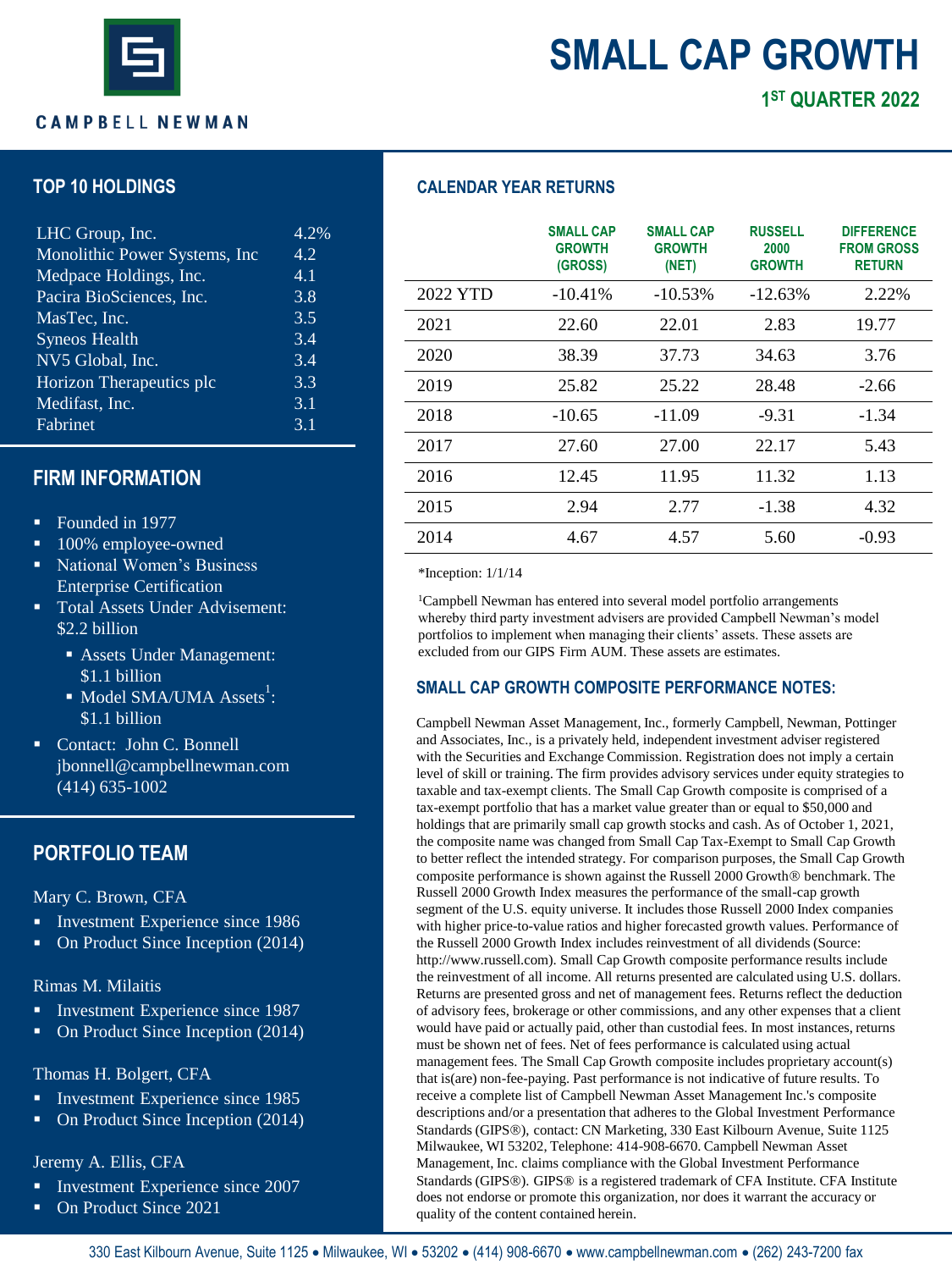CAMPBELL NEWMAN

# SMALL CAP GROWTH

**1ST QUARTER 2022**

## TOP 10 HOLDINGS

| | |
|---|---|
| LHC Group, Inc. | 4.2% |
| Monolithic Power Systems, Inc | 4.2 |
| Medpace Holdings, Inc. | 4.1 |
| Pacira BioSciences, Inc. | 3.8 |
| MasTec, Inc. | 3.5 |
| Syneos Health | 3.4 |
| NV5 Global, Inc. | 3.4 |
| Horizon Therapeutics plc | 3.3 |
| Medifast, Inc. | 3.1 |
| Fabrinet | 3.1 |

## FIRM INFORMATION

- Founded in 1977
- 100% employee-owned
- National Women's Business Enterprise Certification
- Total Assets Under Advisement: $2.2 billion
  - Assets Under Management: $1.1 billion
  - Model SMA/UMA Assets[1]: $1.1 billion
- Contact: John C. Bonnell jbonnell@campbellnewman.com (414) 635-1002

## PORTFOLIO TEAM

Mary C. Brown, CFA

- Investment Experience since 1986
- On Product Since Inception (2014)

Rimas M. Milaitis

- Investment Experience since 1987
- On Product Since Inception (2014)

Thomas H. Bolgert, CFA

- Investment Experience since 1985
- On Product Since Inception (2014)

Jeremy A. Ellis, CFA

- Investment Experience since 2007
- On Product Since 2021

## CALENDAR YEAR RETURNS

| | SMALL CAP GROWTH (GROSS) | SMALL CAP GROWTH (NET) | RUSSELL 2000 GROWTH | DIFFERENCE FROM GROSS RETURN |
|---|---|---|---|---|
| 2022 YTD | -10.41% | -10.53% | -12.63% | 2.22% |
| 2021 | 22.60 | 22.01 | 2.83 | 19.77 |
| 2020 | 38.39 | 37.73 | 34.63 | 3.76 |
| 2019 | 25.82 | 25.22 | 28.48 | -2.66 |
| 2018 | -10.65 | -11.09 | -9.31 | -1.34 |
| 2017 | 27.60 | 27.00 | 22.17 | 5.43 |
| 2016 | 12.45 | 11.95 | 11.32 | 1.13 |
| 2015 | 2.94 | 2.77 | -1.38 | 4.32 |
| 2014 | 4.67 | 4.57 | 5.60 | -0.93 |

*Inception: 1/1/14

[1]Campbell Newman has entered into several model portfolio arrangements whereby third party investment advisers are provided Campbell Newman's model portfolios to implement when managing their clients' assets. These assets are excluded from our GIPS Firm AUM. These assets are estimates.

## SMALL CAP GROWTH COMPOSITE PERFORMANCE NOTES:

Campbell Newman Asset Management, Inc., formerly Campbell, Newman, Pottinger and Associates, Inc., is a privately held, independent investment adviser registered with the Securities and Exchange Commission. Registration does not imply a certain level of skill or training. The firm provides advisory services under equity strategies to taxable and tax-exempt clients. The Small Cap Growth composite is comprised of a tax-exempt portfolio that has a market value greater than or equal to $50,000 and holdings that are primarily small cap growth stocks and cash. As of October 1, 2021, the composite name was changed from Small Cap Tax-Exempt to Small Cap Growth to better reflect the intended strategy. For comparison purposes, the Small Cap Growth composite performance is shown against the Russell 2000 Growth® benchmark. The Russell 2000 Growth Index measures the performance of the small-cap growth segment of the U.S. equity universe. It includes those Russell 2000 Index companies with higher price-to-value ratios and higher forecasted growth values. Performance of the Russell 2000 Growth Index includes reinvestment of all dividends (Source: http://www.russell.com). Small Cap Growth composite performance results include the reinvestment of all income. All returns presented are calculated using U.S. dollars. Returns are presented gross and net of management fees. Returns reflect the deduction of advisory fees, brokerage or other commissions, and any other expenses that a client would have paid or actually paid, other than custodial fees. In most instances, returns must be shown net of fees. Net of fees performance is calculated using actual management fees. The Small Cap Growth composite includes proprietary account(s) that is(are) non-fee-paying. Past performance is not indicative of future results. To receive a complete list of Campbell Newman Asset Management Inc.'s composite descriptions and/or a presentation that adheres to the Global Investment Performance Standards (GIPS®), contact: CN Marketing, 330 East Kilbourn Avenue, Suite 1125 Milwaukee, WI 53202, Telephone: 414-908-6670. Campbell Newman Asset Management, Inc. claims compliance with the Global Investment Performance Standards (GIPS®). GIPS® is a registered trademark of CFA Institute. CFA Institute does not endorse or promote this organization, nor does it warrant the accuracy or quality of the content contained herein.

330 East Kilbourn Avenue, Suite 1125 • Milwaukee, WI • 53202 • (414) 908-6670 • www.campbellnewman.com • (262) 243-7200 fax